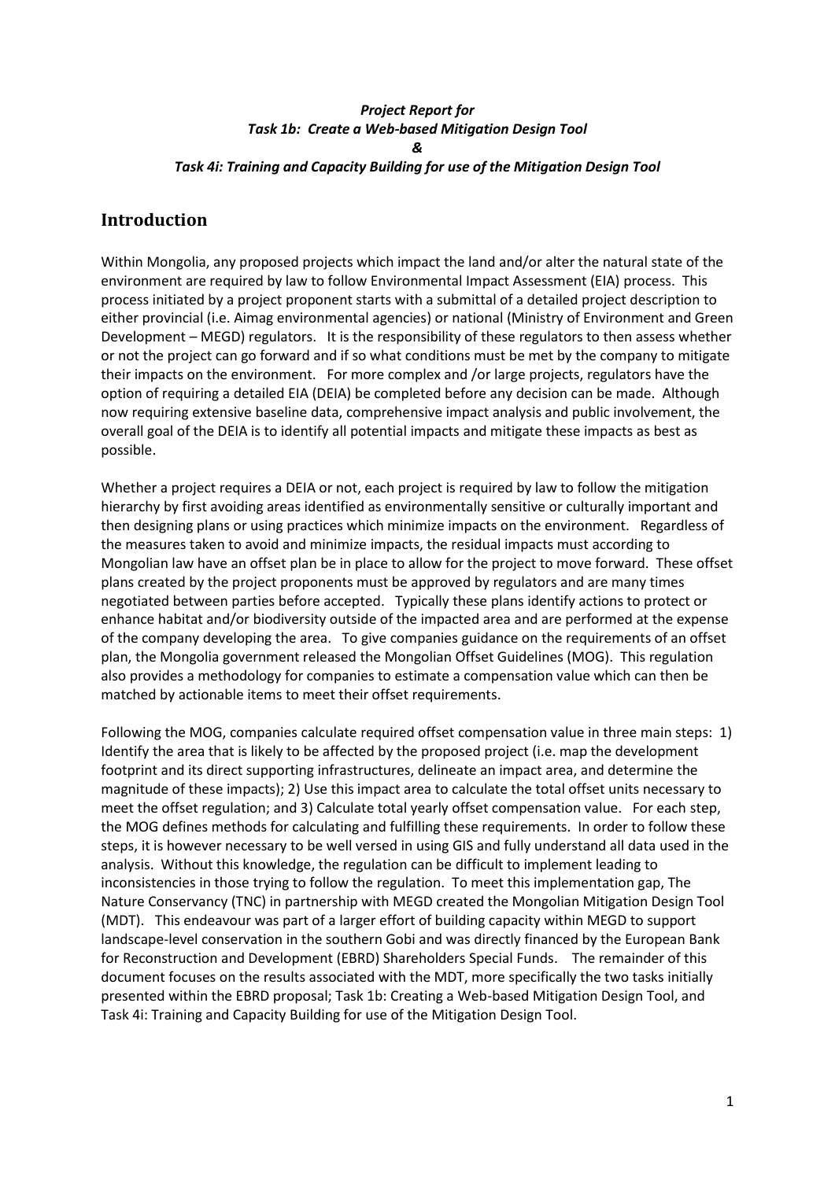***Project Report for***
***Task 1b: Create a Web-based Mitigation Design Tool***
***&***
***Task 4i: Training and Capacity Building for use of the Mitigation Design Tool***

## Introduction

Within Mongolia, any proposed projects which impact the land and/or alter the natural state of the environment are required by law to follow Environmental Impact Assessment (EIA) process. This process initiated by a project proponent starts with a submittal of a detailed project description to either provincial (i.e. Aimag environmental agencies) or national (Ministry of Environment and Green Development – MEGD) regulators. It is the responsibility of these regulators to then assess whether or not the project can go forward and if so what conditions must be met by the company to mitigate their impacts on the environment. For more complex and /or large projects, regulators have the option of requiring a detailed EIA (DEIA) be completed before any decision can be made. Although now requiring extensive baseline data, comprehensive impact analysis and public involvement, the overall goal of the DEIA is to identify all potential impacts and mitigate these impacts as best as possible.

Whether a project requires a DEIA or not, each project is required by law to follow the mitigation hierarchy by first avoiding areas identified as environmentally sensitive or culturally important and then designing plans or using practices which minimize impacts on the environment. Regardless of the measures taken to avoid and minimize impacts, the residual impacts must according to Mongolian law have an offset plan be in place to allow for the project to move forward. These offset plans created by the project proponents must be approved by regulators and are many times negotiated between parties before accepted. Typically these plans identify actions to protect or enhance habitat and/or biodiversity outside of the impacted area and are performed at the expense of the company developing the area. To give companies guidance on the requirements of an offset plan, the Mongolia government released the Mongolian Offset Guidelines (MOG). This regulation also provides a methodology for companies to estimate a compensation value which can then be matched by actionable items to meet their offset requirements.

Following the MOG, companies calculate required offset compensation value in three main steps: 1) Identify the area that is likely to be affected by the proposed project (i.e. map the development footprint and its direct supporting infrastructures, delineate an impact area, and determine the magnitude of these impacts); 2) Use this impact area to calculate the total offset units necessary to meet the offset regulation; and 3) Calculate total yearly offset compensation value. For each step, the MOG defines methods for calculating and fulfilling these requirements. In order to follow these steps, it is however necessary to be well versed in using GIS and fully understand all data used in the analysis. Without this knowledge, the regulation can be difficult to implement leading to inconsistencies in those trying to follow the regulation. To meet this implementation gap, The Nature Conservancy (TNC) in partnership with MEGD created the Mongolian Mitigation Design Tool (MDT). This endeavour was part of a larger effort of building capacity within MEGD to support landscape-level conservation in the southern Gobi and was directly financed by the European Bank for Reconstruction and Development (EBRD) Shareholders Special Funds. The remainder of this document focuses on the results associated with the MDT, more specifically the two tasks initially presented within the EBRD proposal; Task 1b: Creating a Web-based Mitigation Design Tool, and Task 4i: Training and Capacity Building for use of the Mitigation Design Tool.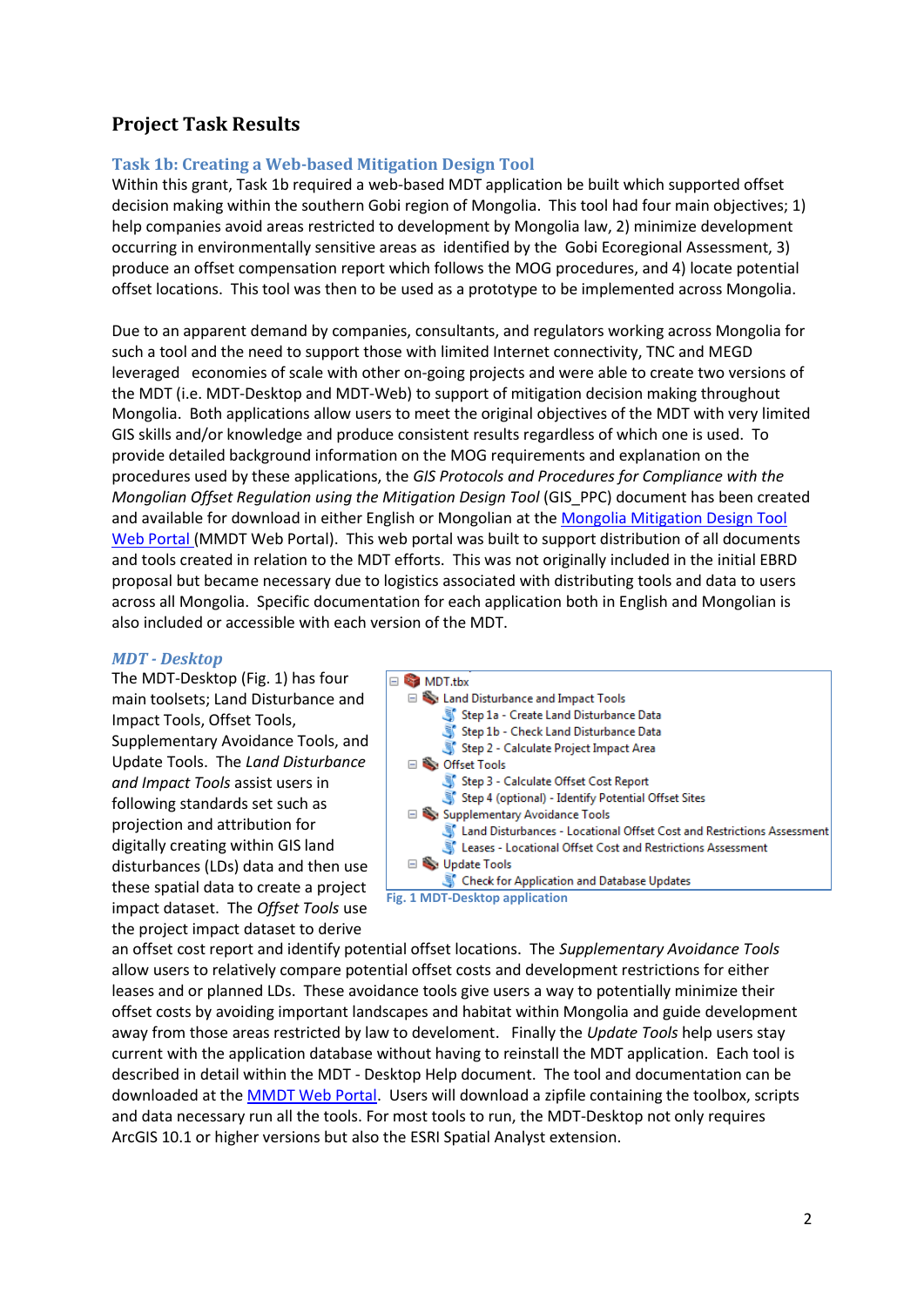## Project Task Results

### Task 1b: Creating a Web-based Mitigation Design Tool

Within this grant, Task 1b required a web-based MDT application be built which supported offset decision making within the southern Gobi region of Mongolia. This tool had four main objectives; 1) help companies avoid areas restricted to development by Mongolia law, 2) minimize development occurring in environmentally sensitive areas as identified by the Gobi Ecoregional Assessment, 3) produce an offset compensation report which follows the MOG procedures, and 4) locate potential offset locations. This tool was then to be used as a prototype to be implemented across Mongolia.

Due to an apparent demand by companies, consultants, and regulators working across Mongolia for such a tool and the need to support those with limited Internet connectivity, TNC and MEGD leveraged economies of scale with other on-going projects and were able to create two versions of the MDT (i.e. MDT-Desktop and MDT-Web) to support of mitigation decision making throughout Mongolia. Both applications allow users to meet the original objectives of the MDT with very limited GIS skills and/or knowledge and produce consistent results regardless of which one is used. To provide detailed background information on the MOG requirements and explanation on the procedures used by these applications, the *GIS Protocols and Procedures for Compliance with the Mongolian Offset Regulation using the Mitigation Design Tool* (GIS_PPC) document has been created and available for download in either English or Mongolian at the Mongolia Mitigation Design Tool Web Portal (MMDT Web Portal). This web portal was built to support distribution of all documents and tools created in relation to the MDT efforts. This was not originally included in the initial EBRD proposal but became necessary due to logistics associated with distributing tools and data to users across all Mongolia. Specific documentation for each application both in English and Mongolian is also included or accessible with each version of the MDT.

### *MDT - Desktop*

The MDT-Desktop (Fig. 1) has four main toolsets; Land Disturbance and Impact Tools, Offset Tools, Supplementary Avoidance Tools, and Update Tools. The *Land Disturbance and Impact Tools* assist users in following standards set such as projection and attribution for digitally creating within GIS land disturbances (LDs) data and then use these spatial data to create a project impact dataset. The *Offset Tools* use the project impact dataset to derive an offset cost report and identify potential offset locations. The *Supplementary Avoidance Tools* allow users to relatively compare potential offset costs and development restrictions for either leases and or planned LDs. These avoidance tools give users a way to potentially minimize their offset costs by avoiding important landscapes and habitat within Mongolia and guide development away from those areas restricted by law to develoment. Finally the *Update Tools* help users stay current with the application database without having to reinstall the MDT application. Each tool is described in detail within the MDT - Desktop Help document. The tool and documentation can be downloaded at the MMDT Web Portal. Users will download a zipfile containing the toolbox, scripts and data necessary run all the tools. For most tools to run, the MDT-Desktop not only requires ArcGIS 10.1 or higher versions but also the ESRI Spatial Analyst extension.

- MDT.tbx
  - Land Disturbance and Impact Tools
    - Step 1a - Create Land Disturbance Data
    - Step 1b - Check Land Disturbance Data
    - Step 2 - Calculate Project Impact Area
  - Offset Tools
    - Step 3 - Calculate Offset Cost Report
    - Step 4 (optional) - Identify Potential Offset Sites
  - Supplementary Avoidance Tools
    - Land Disturbances - Locational Offset Cost and Restrictions Assessment
    - Leases - Locational Offset Cost and Restrictions Assessment
  - Update Tools
    - Check for Application and Database Updates

Fig. 1 MDT-Desktop application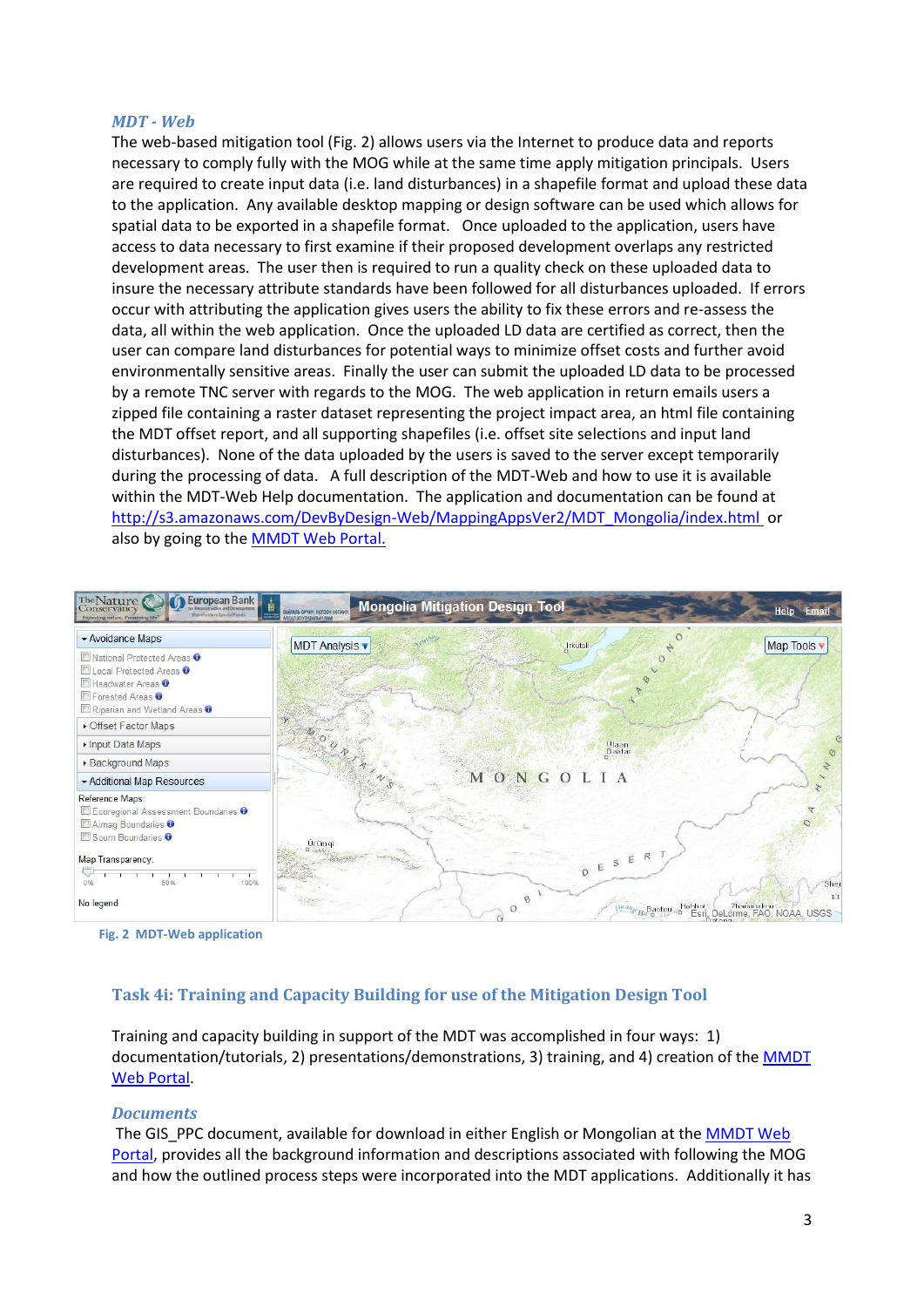### *MDT - Web*

The web-based mitigation tool (Fig. 2) allows users via the Internet to produce data and reports necessary to comply fully with the MOG while at the same time apply mitigation principals. Users are required to create input data (i.e. land disturbances) in a shapefile format and upload these data to the application. Any available desktop mapping or design software can be used which allows for spatial data to be exported in a shapefile format. Once uploaded to the application, users have access to data necessary to first examine if their proposed development overlaps any restricted development areas. The user then is required to run a quality check on these uploaded data to insure the necessary attribute standards have been followed for all disturbances uploaded. If errors occur with attributing the application gives users the ability to fix these errors and re-assess the data, all within the web application. Once the uploaded LD data are certified as correct, then the user can compare land disturbances for potential ways to minimize offset costs and further avoid environmentally sensitive areas. Finally the user can submit the uploaded LD data to be processed by a remote TNC server with regards to the MOG. The web application in return emails users a zipped file containing a raster dataset representing the project impact area, an html file containing the MDT offset report, and all supporting shapefiles (i.e. offset site selections and input land disturbances). None of the data uploaded by the users is saved to the server except temporarily during the processing of data. A full description of the MDT-Web and how to use it is available within the MDT-Web Help documentation. The application and documentation can be found at http://s3.amazonaws.com/DevByDesign-Web/MappingAppsVer2/MDT_Mongolia/index.html or also by going to the MMDT Web Portal.

Fig. 2 MDT-Web application

## Task 4i: Training and Capacity Building for use of the Mitigation Design Tool

Training and capacity building in support of the MDT was accomplished in four ways: 1) documentation/tutorials, 2) presentations/demonstrations, 3) training, and 4) creation of the MMDT Web Portal.

### *Documents*

The GIS_PPC document, available for download in either English or Mongolian at the MMDT Web Portal, provides all the background information and descriptions associated with following the MOG and how the outlined process steps were incorporated into the MDT applications. Additionally it has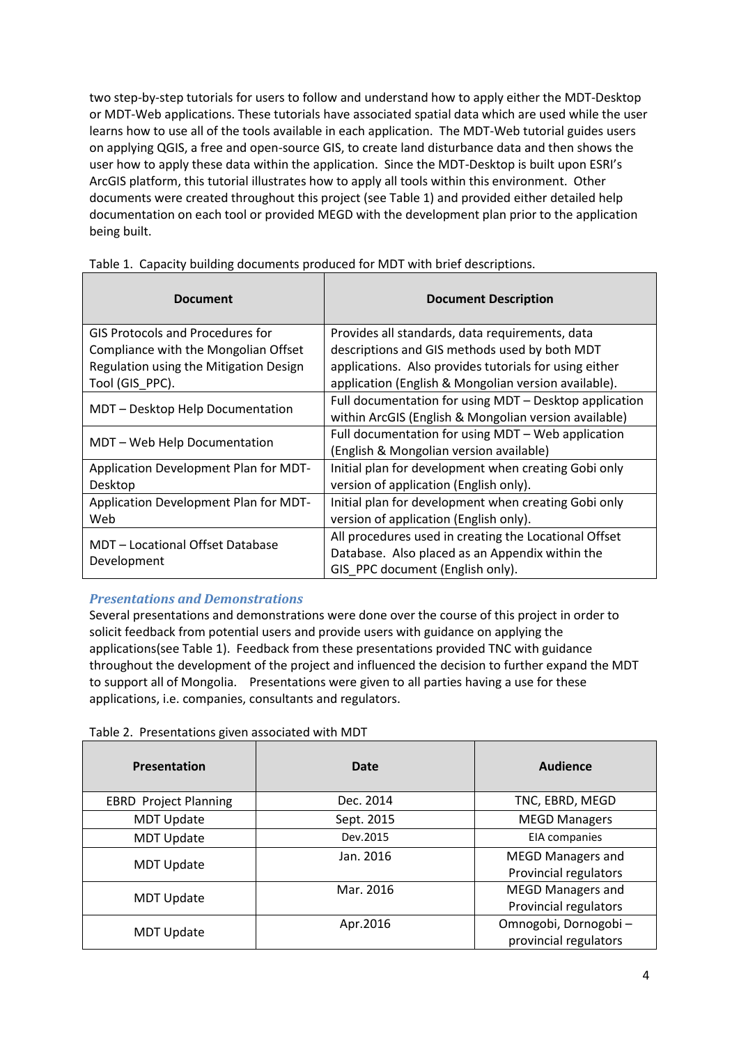two step-by-step tutorials for users to follow and understand how to apply either the MDT-Desktop or MDT-Web applications. These tutorials have associated spatial data which are used while the user learns how to use all of the tools available in each application. The MDT-Web tutorial guides users on applying QGIS, a free and open-source GIS, to create land disturbance data and then shows the user how to apply these data within the application. Since the MDT-Desktop is built upon ESRI's ArcGIS platform, this tutorial illustrates how to apply all tools within this environment. Other documents were created throughout this project (see Table 1) and provided either detailed help documentation on each tool or provided MEGD with the development plan prior to the application being built.

Table 1. Capacity building documents produced for MDT with brief descriptions.

| Document | Document Description |
|---|---|
| GIS Protocols and Procedures for Compliance with the Mongolian Offset Regulation using the Mitigation Design Tool (GIS_PPC). | Provides all standards, data requirements, data descriptions and GIS methods used by both MDT applications. Also provides tutorials for using either application (English & Mongolian version available). |
| MDT – Desktop Help Documentation | Full documentation for using MDT – Desktop application within ArcGIS (English & Mongolian version available) |
| MDT – Web Help Documentation | Full documentation for using MDT – Web application (English & Mongolian version available) |
| Application Development Plan for MDT-Desktop | Initial plan for development when creating Gobi only version of application (English only). |
| Application Development Plan for MDT-Web | Initial plan for development when creating Gobi only version of application (English only). |
| MDT – Locational Offset Database Development | All procedures used in creating the Locational Offset Database. Also placed as an Appendix within the GIS_PPC document (English only). |

### *Presentations and Demonstrations*

Several presentations and demonstrations were done over the course of this project in order to solicit feedback from potential users and provide users with guidance on applying the applications(see Table 1). Feedback from these presentations provided TNC with guidance throughout the development of the project and influenced the decision to further expand the MDT to support all of Mongolia. Presentations were given to all parties having a use for these applications, i.e. companies, consultants and regulators.

Table 2. Presentations given associated with MDT

| Presentation | Date | Audience |
|---|---|---|
| EBRD Project Planning | Dec. 2014 | TNC, EBRD, MEGD |
| MDT Update | Sept. 2015 | MEGD Managers |
| MDT Update | Dev.2015 | EIA companies |
| MDT Update | Jan. 2016 | MEGD Managers and Provincial regulators |
| MDT Update | Mar. 2016 | MEGD Managers and Provincial regulators |
| MDT Update | Apr.2016 | Omnogobi, Dornogobi – provincial regulators |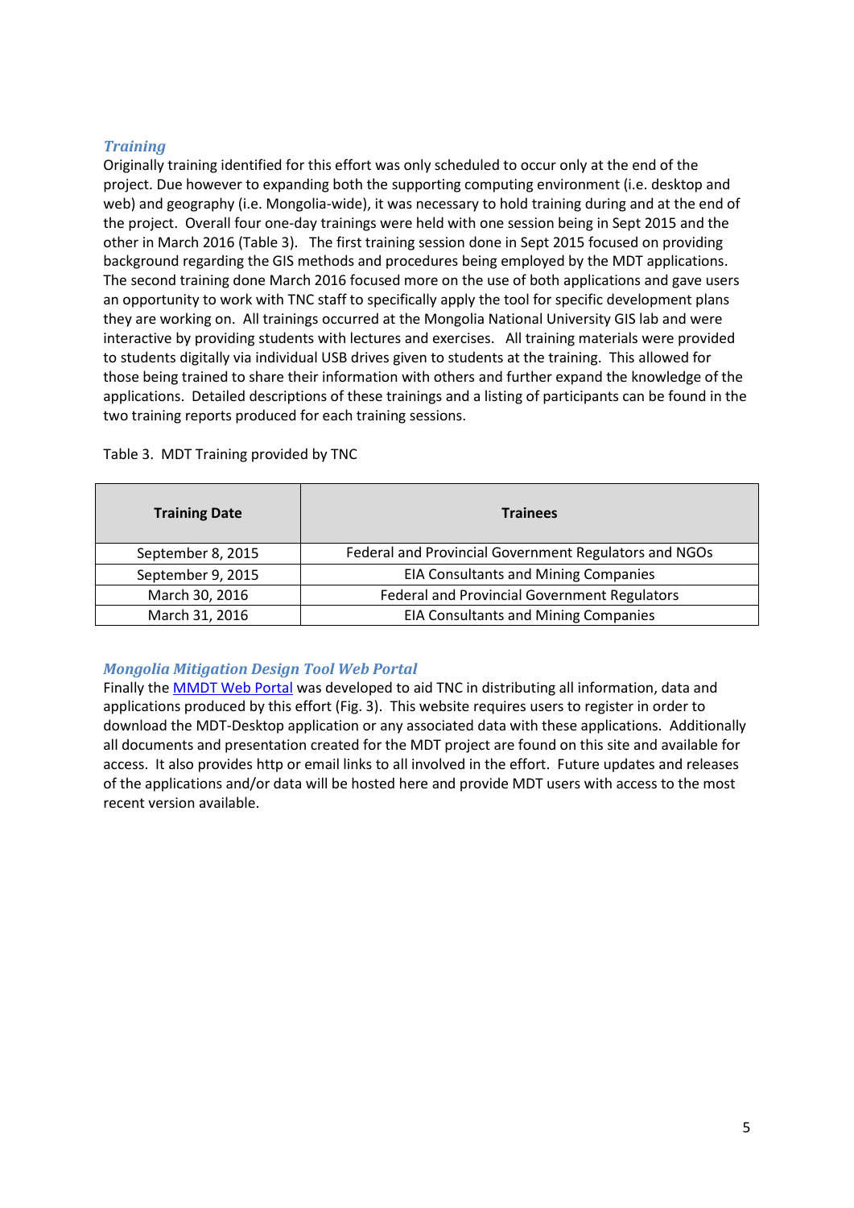### *Training*

Originally training identified for this effort was only scheduled to occur only at the end of the project. Due however to expanding both the supporting computing environment (i.e. desktop and web) and geography (i.e. Mongolia-wide), it was necessary to hold training during and at the end of the project. Overall four one-day trainings were held with one session being in Sept 2015 and the other in March 2016 (Table 3). The first training session done in Sept 2015 focused on providing background regarding the GIS methods and procedures being employed by the MDT applications. The second training done March 2016 focused more on the use of both applications and gave users an opportunity to work with TNC staff to specifically apply the tool for specific development plans they are working on. All trainings occurred at the Mongolia National University GIS lab and were interactive by providing students with lectures and exercises. All training materials were provided to students digitally via individual USB drives given to students at the training. This allowed for those being trained to share their information with others and further expand the knowledge of the applications. Detailed descriptions of these trainings and a listing of participants can be found in the two training reports produced for each training sessions.

Table 3. MDT Training provided by TNC

| Training Date | Trainees |
|---|---|
| September 8, 2015 | Federal and Provincial Government Regulators and NGOs |
| September 9, 2015 | EIA Consultants and Mining Companies |
| March 30, 2016 | Federal and Provincial Government Regulators |
| March 31, 2016 | EIA Consultants and Mining Companies |

### *Mongolia Mitigation Design Tool Web Portal*

Finally the [MMDT Web Portal]() was developed to aid TNC in distributing all information, data and applications produced by this effort (Fig. 3). This website requires users to register in order to download the MDT-Desktop application or any associated data with these applications. Additionally all documents and presentation created for the MDT project are found on this site and available for access. It also provides http or email links to all involved in the effort. Future updates and releases of the applications and/or data will be hosted here and provide MDT users with access to the most recent version available.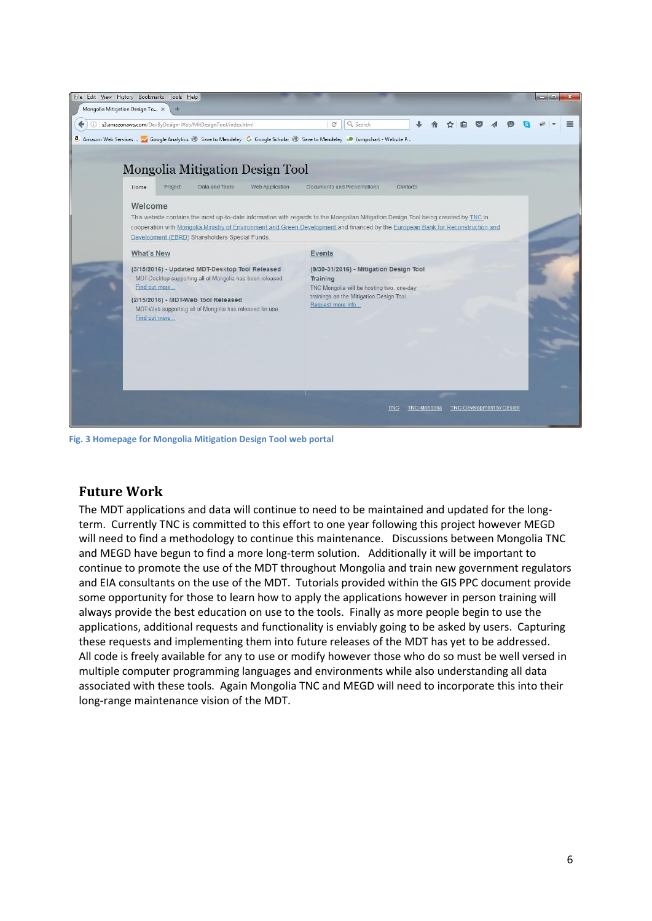Fig. 3 Homepage for Mongolia Mitigation Design Tool web portal

## Future Work

The MDT applications and data will continue to need to be maintained and updated for the long-term. Currently TNC is committed to this effort to one year following this project however MEGD will need to find a methodology to continue this maintenance. Discussions between Mongolia TNC and MEGD have begun to find a more long-term solution. Additionally it will be important to continue to promote the use of the MDT throughout Mongolia and train new government regulators and EIA consultants on the use of the MDT. Tutorials provided within the GIS PPC document provide some opportunity for those to learn how to apply the applications however in person training will always provide the best education on use to the tools. Finally as more people begin to use the applications, additional requests and functionality is enviably going to be asked by users. Capturing these requests and implementing them into future releases of the MDT has yet to be addressed. All code is freely available for any to use or modify however those who do so must be well versed in multiple computer programming languages and environments while also understanding all data associated with these tools. Again Mongolia TNC and MEGD will need to incorporate this into their long-range maintenance vision of the MDT.